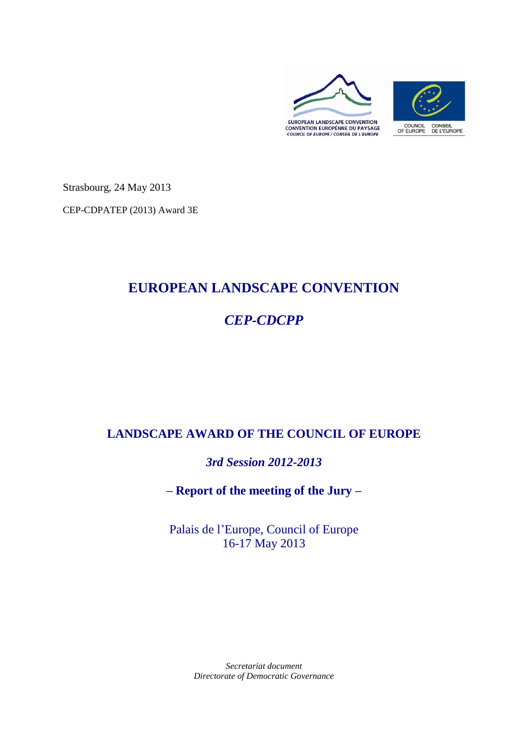EUROPEAN LANDSCAPE CONVENTION
CONVENTION EUROPÉNNE DU PAYSAGE
COUNCIL OF EUROPE / CONSEIL DE L'EUROPE

COUNCIL OF EUROPE CONSEIL DE L'EUROPE

Strasbourg, 24 May 2013

CEP-CDPATEP (2013) Award 3E

# EUROPEAN LANDSCAPE CONVENTION

## *CEP-CDCPP*

## LANDSCAPE AWARD OF THE COUNCIL OF EUROPE

### *3rd Session 2012-2013*

### – Report of the meeting of the Jury –

Palais de l'Europe, Council of Europe
16-17 May 2013

*Secretariat document*
*Directorate of Democratic Governance*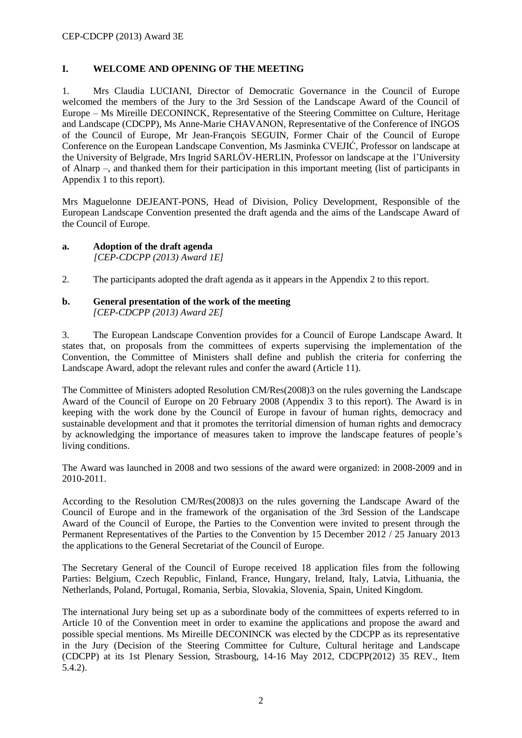## I. WELCOME AND OPENING OF THE MEETING

1. Mrs Claudia LUCIANI, Director of Democratic Governance in the Council of Europe welcomed the members of the Jury to the 3rd Session of the Landscape Award of the Council of Europe – Ms Mireille DECONINCK, Representative of the Steering Committee on Culture, Heritage and Landscape (CDCPP), Ms Anne-Marie CHAVANON, Representative of the Conference of INGOS of the Council of Europe, Mr Jean-François SEGUIN, Former Chair of the Council of Europe Conference on the European Landscape Convention, Ms Jasminka CVEJIĆ, Professor on landscape at the University of Belgrade, Mrs Ingrid SARLÖV-HERLIN, Professor on landscape at the l'University of Alnarp –, and thanked them for their participation in this important meeting (list of participants in Appendix 1 to this report).

Mrs Maguelonne DEJEANT-PONS, Head of Division, Policy Development, Responsible of the European Landscape Convention presented the draft agenda and the aims of the Landscape Award of the Council of Europe.

### a. Adoption of the draft agenda
*[CEP-CDCPP (2013) Award 1E]*

2. The participants adopted the draft agenda as it appears in the Appendix 2 to this report.

### b. General presentation of the work of the meeting
*[CEP-CDCPP (2013) Award 2E]*

3. The European Landscape Convention provides for a Council of Europe Landscape Award. It states that, on proposals from the committees of experts supervising the implementation of the Convention, the Committee of Ministers shall define and publish the criteria for conferring the Landscape Award, adopt the relevant rules and confer the award (Article 11).

The Committee of Ministers adopted Resolution CM/Res(2008)3 on the rules governing the Landscape Award of the Council of Europe on 20 February 2008 (Appendix 3 to this report). The Award is in keeping with the work done by the Council of Europe in favour of human rights, democracy and sustainable development and that it promotes the territorial dimension of human rights and democracy by acknowledging the importance of measures taken to improve the landscape features of people's living conditions.

The Award was launched in 2008 and two sessions of the award were organized: in 2008-2009 and in 2010-2011.

According to the Resolution CM/Res(2008)3 on the rules governing the Landscape Award of the Council of Europe and in the framework of the organisation of the 3rd Session of the Landscape Award of the Council of Europe, the Parties to the Convention were invited to present through the Permanent Representatives of the Parties to the Convention by 15 December 2012 / 25 January 2013 the applications to the General Secretariat of the Council of Europe.

The Secretary General of the Council of Europe received 18 application files from the following Parties: Belgium, Czech Republic, Finland, France, Hungary, Ireland, Italy, Latvia, Lithuania, the Netherlands, Poland, Portugal, Romania, Serbia, Slovakia, Slovenia, Spain, United Kingdom.

The international Jury being set up as a subordinate body of the committees of experts referred to in Article 10 of the Convention meet in order to examine the applications and propose the award and possible special mentions. Ms Mireille DECONINCK was elected by the CDCPP as its representative in the Jury (Decision of the Steering Committee for Culture, Cultural heritage and Landscape (CDCPP) at its 1st Plenary Session, Strasbourg, 14-16 May 2012, CDCPP(2012) 35 REV., Item 5.4.2).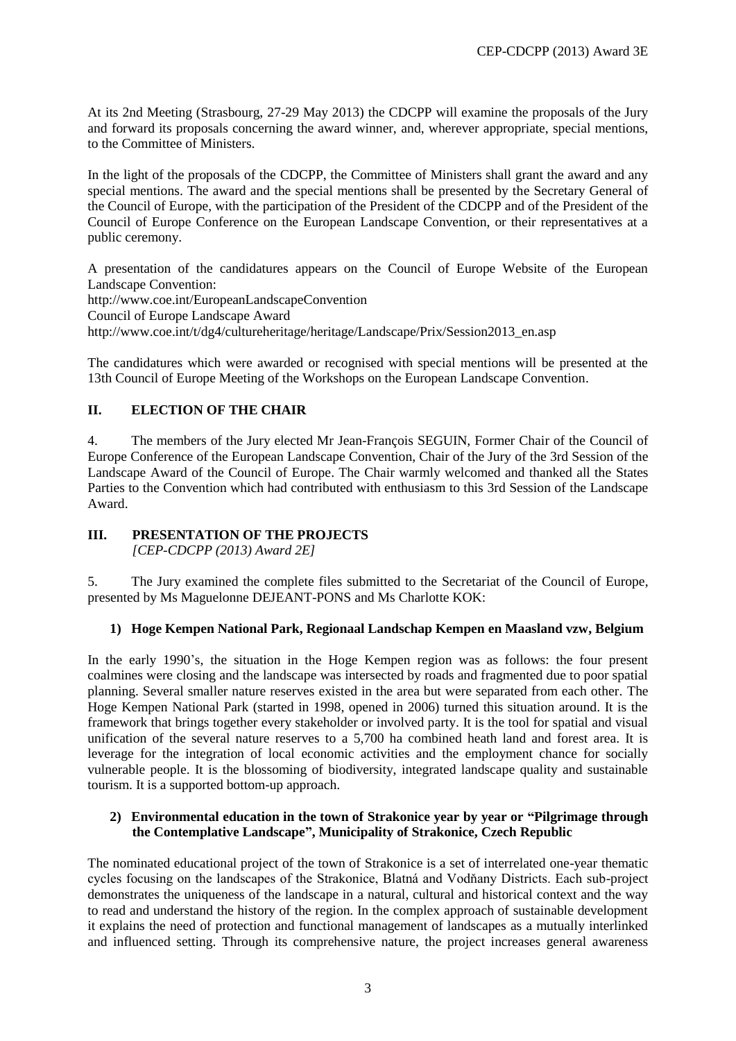At its 2nd Meeting (Strasbourg, 27-29 May 2013) the CDCPP will examine the proposals of the Jury and forward its proposals concerning the award winner, and, wherever appropriate, special mentions, to the Committee of Ministers.

In the light of the proposals of the CDCPP, the Committee of Ministers shall grant the award and any special mentions. The award and the special mentions shall be presented by the Secretary General of the Council of Europe, with the participation of the President of the CDCPP and of the President of the Council of Europe Conference on the European Landscape Convention, or their representatives at a public ceremony.

A presentation of the candidatures appears on the Council of Europe Website of the European Landscape Convention:
http://www.coe.int/EuropeanLandscapeConvention
Council of Europe Landscape Award
http://www.coe.int/t/dg4/cultureheritage/heritage/Landscape/Prix/Session2013_en.asp

The candidatures which were awarded or recognised with special mentions will be presented at the 13th Council of Europe Meeting of the Workshops on the European Landscape Convention.

## II. ELECTION OF THE CHAIR

4. The members of the Jury elected Mr Jean-François SEGUIN, Former Chair of the Council of Europe Conference of the European Landscape Convention, Chair of the Jury of the 3rd Session of the Landscape Award of the Council of Europe. The Chair warmly welcomed and thanked all the States Parties to the Convention which had contributed with enthusiasm to this 3rd Session of the Landscape Award.

## III. PRESENTATION OF THE PROJECTS
*[CEP-CDCPP (2013) Award 2E]*

5. The Jury examined the complete files submitted to the Secretariat of the Council of Europe, presented by Ms Maguelonne DEJEANT-PONS and Ms Charlotte KOK:

### 1) Hoge Kempen National Park, Regionaal Landschap Kempen en Maasland vzw, Belgium

In the early 1990's, the situation in the Hoge Kempen region was as follows: the four present coalmines were closing and the landscape was intersected by roads and fragmented due to poor spatial planning. Several smaller nature reserves existed in the area but were separated from each other. The Hoge Kempen National Park (started in 1998, opened in 2006) turned this situation around. It is the framework that brings together every stakeholder or involved party. It is the tool for spatial and visual unification of the several nature reserves to a 5,700 ha combined heath land and forest area. It is leverage for the integration of local economic activities and the employment chance for socially vulnerable people. It is the blossoming of biodiversity, integrated landscape quality and sustainable tourism. It is a supported bottom-up approach.

### 2) Environmental education in the town of Strakonice year by year or "Pilgrimage through the Contemplative Landscape", Municipality of Strakonice, Czech Republic

The nominated educational project of the town of Strakonice is a set of interrelated one-year thematic cycles focusing on the landscapes of the Strakonice, Blatná and Vodňany Districts. Each sub-project demonstrates the uniqueness of the landscape in a natural, cultural and historical context and the way to read and understand the history of the region. In the complex approach of sustainable development it explains the need of protection and functional management of landscapes as a mutually interlinked and influenced setting. Through its comprehensive nature, the project increases general awareness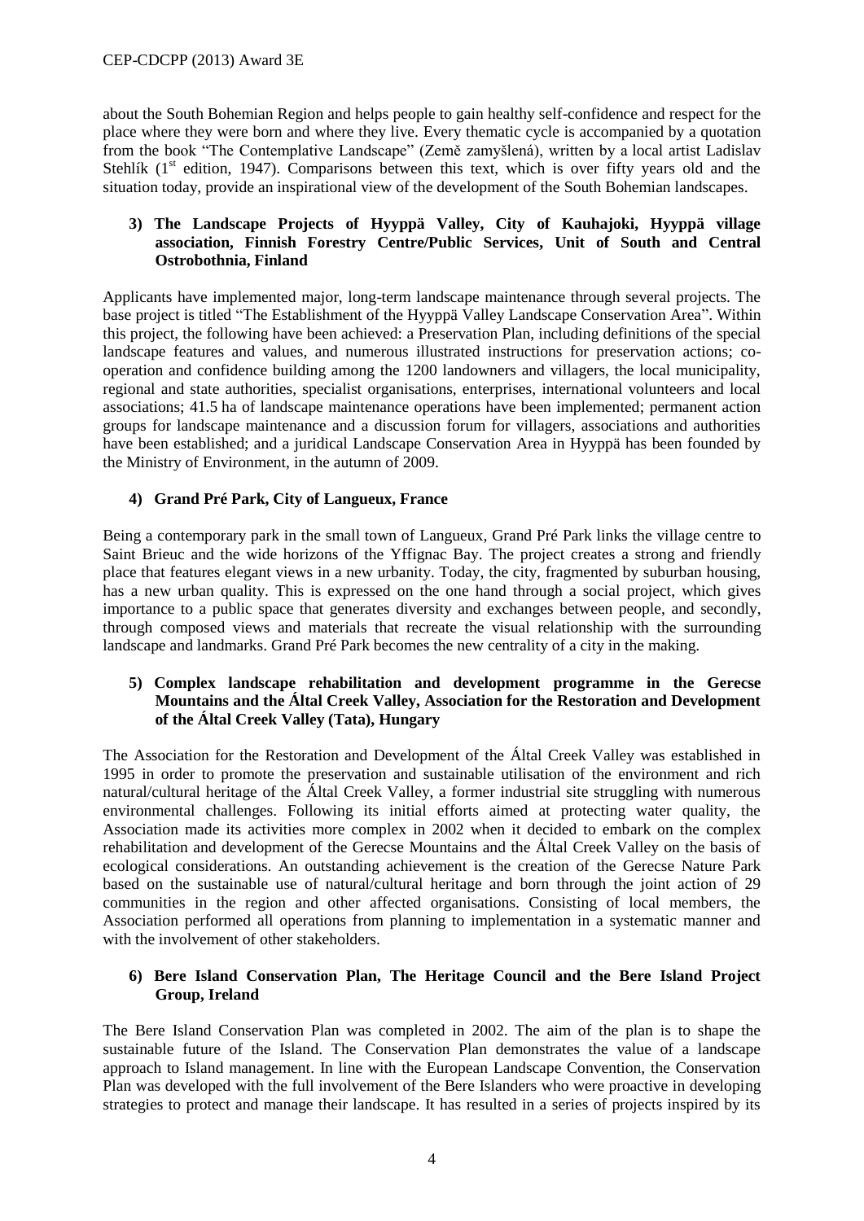about the South Bohemian Region and helps people to gain healthy self-confidence and respect for the place where they were born and where they live. Every thematic cycle is accompanied by a quotation from the book "The Contemplative Landscape" (Země zamyšlená), written by a local artist Ladislav Stehlík (1st edition, 1947). Comparisons between this text, which is over fifty years old and the situation today, provide an inspirational view of the development of the South Bohemian landscapes.

**3) The Landscape Projects of Hyyppä Valley, City of Kauhajoki, Hyyppä village association, Finnish Forestry Centre/Public Services, Unit of South and Central Ostrobothnia, Finland**

Applicants have implemented major, long-term landscape maintenance through several projects. The base project is titled "The Establishment of the Hyyppä Valley Landscape Conservation Area". Within this project, the following have been achieved: a Preservation Plan, including definitions of the special landscape features and values, and numerous illustrated instructions for preservation actions; co-operation and confidence building among the 1200 landowners and villagers, the local municipality, regional and state authorities, specialist organisations, enterprises, international volunteers and local associations; 41.5 ha of landscape maintenance operations have been implemented; permanent action groups for landscape maintenance and a discussion forum for villagers, associations and authorities have been established; and a juridical Landscape Conservation Area in Hyyppä has been founded by the Ministry of Environment, in the autumn of 2009.

**4) Grand Pré Park, City of Langueux, France**

Being a contemporary park in the small town of Langueux, Grand Pré Park links the village centre to Saint Brieuc and the wide horizons of the Yffignac Bay. The project creates a strong and friendly place that features elegant views in a new urbanity. Today, the city, fragmented by suburban housing, has a new urban quality. This is expressed on the one hand through a social project, which gives importance to a public space that generates diversity and exchanges between people, and secondly, through composed views and materials that recreate the visual relationship with the surrounding landscape and landmarks. Grand Pré Park becomes the new centrality of a city in the making.

**5) Complex landscape rehabilitation and development programme in the Gerecse Mountains and the Által Creek Valley, Association for the Restoration and Development of the Által Creek Valley (Tata), Hungary**

The Association for the Restoration and Development of the Által Creek Valley was established in 1995 in order to promote the preservation and sustainable utilisation of the environment and rich natural/cultural heritage of the Által Creek Valley, a former industrial site struggling with numerous environmental challenges. Following its initial efforts aimed at protecting water quality, the Association made its activities more complex in 2002 when it decided to embark on the complex rehabilitation and development of the Gerecse Mountains and the Által Creek Valley on the basis of ecological considerations. An outstanding achievement is the creation of the Gerecse Nature Park based on the sustainable use of natural/cultural heritage and born through the joint action of 29 communities in the region and other affected organisations. Consisting of local members, the Association performed all operations from planning to implementation in a systematic manner and with the involvement of other stakeholders.

**6) Bere Island Conservation Plan, The Heritage Council and the Bere Island Project Group, Ireland**

The Bere Island Conservation Plan was completed in 2002. The aim of the plan is to shape the sustainable future of the Island. The Conservation Plan demonstrates the value of a landscape approach to Island management. In line with the European Landscape Convention, the Conservation Plan was developed with the full involvement of the Bere Islanders who were proactive in developing strategies to protect and manage their landscape. It has resulted in a series of projects inspired by its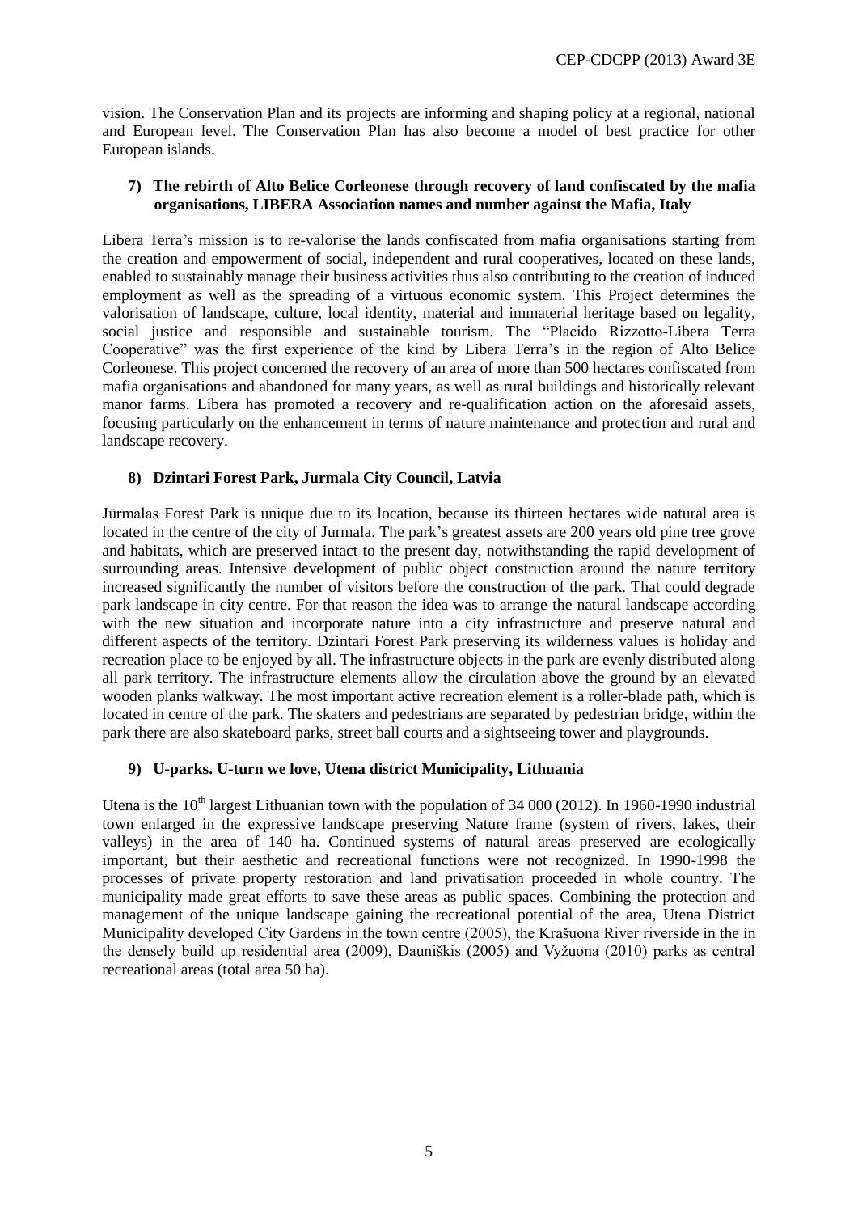vision. The Conservation Plan and its projects are informing and shaping policy at a regional, national and European level. The Conservation Plan has also become a model of best practice for other European islands.

**7) The rebirth of Alto Belice Corleonese through recovery of land confiscated by the mafia organisations, LIBERA Association names and number against the Mafia, Italy**

Libera Terra's mission is to re-valorise the lands confiscated from mafia organisations starting from the creation and empowerment of social, independent and rural cooperatives, located on these lands, enabled to sustainably manage their business activities thus also contributing to the creation of induced employment as well as the spreading of a virtuous economic system. This Project determines the valorisation of landscape, culture, local identity, material and immaterial heritage based on legality, social justice and responsible and sustainable tourism. The "Placido Rizzotto-Libera Terra Cooperative" was the first experience of the kind by Libera Terra's in the region of Alto Belice Corleonese. This project concerned the recovery of an area of more than 500 hectares confiscated from mafia organisations and abandoned for many years, as well as rural buildings and historically relevant manor farms. Libera has promoted a recovery and re-qualification action on the aforesaid assets, focusing particularly on the enhancement in terms of nature maintenance and protection and rural and landscape recovery.

**8) Dzintari Forest Park, Jurmala City Council, Latvia**

Jūrmalas Forest Park is unique due to its location, because its thirteen hectares wide natural area is located in the centre of the city of Jurmala. The park's greatest assets are 200 years old pine tree grove and habitats, which are preserved intact to the present day, notwithstanding the rapid development of surrounding areas. Intensive development of public object construction around the nature territory increased significantly the number of visitors before the construction of the park. That could degrade park landscape in city centre. For that reason the idea was to arrange the natural landscape according with the new situation and incorporate nature into a city infrastructure and preserve natural and different aspects of the territory. Dzintari Forest Park preserving its wilderness values is holiday and recreation place to be enjoyed by all. The infrastructure objects in the park are evenly distributed along all park territory. The infrastructure elements allow the circulation above the ground by an elevated wooden planks walkway. The most important active recreation element is a roller-blade path, which is located in centre of the park. The skaters and pedestrians are separated by pedestrian bridge, within the park there are also skateboard parks, street ball courts and a sightseeing tower and playgrounds.

**9) U-parks. U-turn we love, Utena district Municipality, Lithuania**

Utena is the 10th largest Lithuanian town with the population of 34 000 (2012). In 1960-1990 industrial town enlarged in the expressive landscape preserving Nature frame (system of rivers, lakes, their valleys) in the area of 140 ha. Continued systems of natural areas preserved are ecologically important, but their aesthetic and recreational functions were not recognized. In 1990-1998 the processes of private property restoration and land privatisation proceeded in whole country. The municipality made great efforts to save these areas as public spaces. Combining the protection and management of the unique landscape gaining the recreational potential of the area, Utena District Municipality developed City Gardens in the town centre (2005), the Krašuona River riverside in the in the densely build up residential area (2009), Dauniškis (2005) and Vyžuona (2010) parks as central recreational areas (total area 50 ha).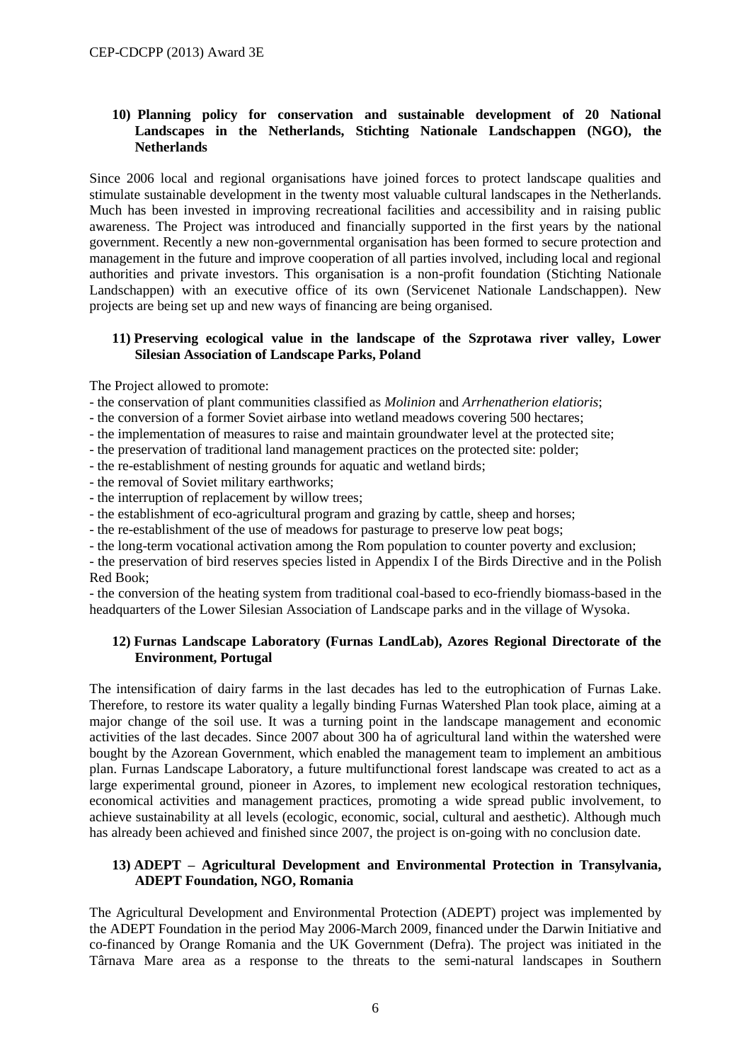**10) Planning policy for conservation and sustainable development of 20 National Landscapes in the Netherlands, Stichting Nationale Landschappen (NGO), the Netherlands**

Since 2006 local and regional organisations have joined forces to protect landscape qualities and stimulate sustainable development in the twenty most valuable cultural landscapes in the Netherlands. Much has been invested in improving recreational facilities and accessibility and in raising public awareness. The Project was introduced and financially supported in the first years by the national government. Recently a new non-governmental organisation has been formed to secure protection and management in the future and improve cooperation of all parties involved, including local and regional authorities and private investors. This organisation is a non-profit foundation (Stichting Nationale Landschappen) with an executive office of its own (Servicenet Nationale Landschappen). New projects are being set up and new ways of financing are being organised.

**11) Preserving ecological value in the landscape of the Szprotawa river valley, Lower Silesian Association of Landscape Parks, Poland**

The Project allowed to promote:

- the conservation of plant communities classified as *Molinion* and *Arrhenatherion elatioris*;
- the conversion of a former Soviet airbase into wetland meadows covering 500 hectares;
- the implementation of measures to raise and maintain groundwater level at the protected site;
- the preservation of traditional land management practices on the protected site: polder;
- the re-establishment of nesting grounds for aquatic and wetland birds;
- the removal of Soviet military earthworks;
- the interruption of replacement by willow trees;
- the establishment of eco-agricultural program and grazing by cattle, sheep and horses;
- the re-establishment of the use of meadows for pasturage to preserve low peat bogs;
- the long-term vocational activation among the Rom population to counter poverty and exclusion;
- the preservation of bird reserves species listed in Appendix I of the Birds Directive and in the Polish Red Book;
- the conversion of the heating system from traditional coal-based to eco-friendly biomass-based in the headquarters of the Lower Silesian Association of Landscape parks and in the village of Wysoka.

**12) Furnas Landscape Laboratory (Furnas LandLab), Azores Regional Directorate of the Environment, Portugal**

The intensification of dairy farms in the last decades has led to the eutrophication of Furnas Lake. Therefore, to restore its water quality a legally binding Furnas Watershed Plan took place, aiming at a major change of the soil use. It was a turning point in the landscape management and economic activities of the last decades. Since 2007 about 300 ha of agricultural land within the watershed were bought by the Azorean Government, which enabled the management team to implement an ambitious plan. Furnas Landscape Laboratory, a future multifunctional forest landscape was created to act as a large experimental ground, pioneer in Azores, to implement new ecological restoration techniques, economical activities and management practices, promoting a wide spread public involvement, to achieve sustainability at all levels (ecologic, economic, social, cultural and aesthetic). Although much has already been achieved and finished since 2007, the project is on-going with no conclusion date.

**13) ADEPT – Agricultural Development and Environmental Protection in Transylvania, ADEPT Foundation, NGO, Romania**

The Agricultural Development and Environmental Protection (ADEPT) project was implemented by the ADEPT Foundation in the period May 2006-March 2009, financed under the Darwin Initiative and co-financed by Orange Romania and the UK Government (Defra). The project was initiated in the Târnava Mare area as a response to the threats to the semi-natural landscapes in Southern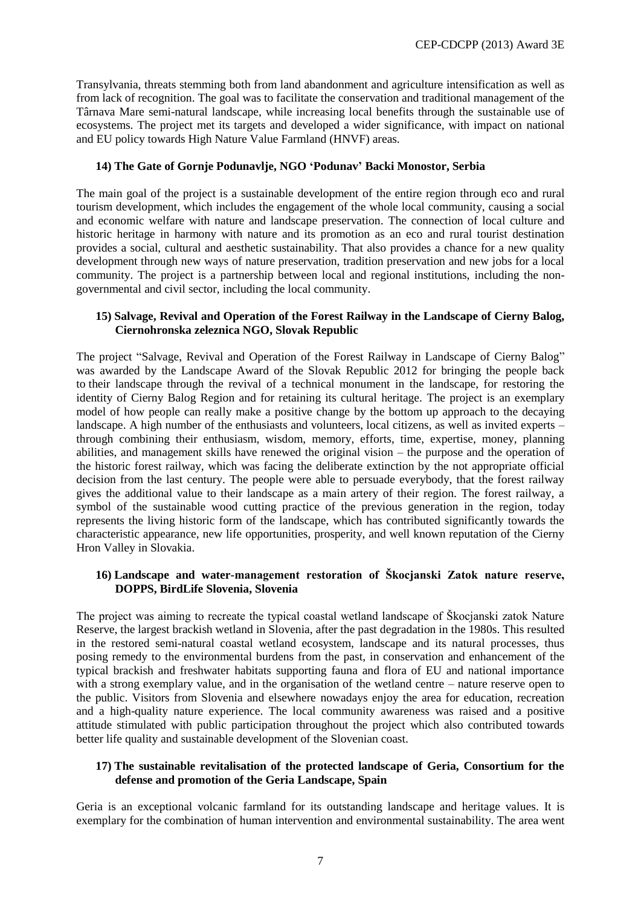Transylvania, threats stemming both from land abandonment and agriculture intensification as well as from lack of recognition. The goal was to facilitate the conservation and traditional management of the Târnava Mare semi-natural landscape, while increasing local benefits through the sustainable use of ecosystems. The project met its targets and developed a wider significance, with impact on national and EU policy towards High Nature Value Farmland (HNVF) areas.

### 14) The Gate of Gornje Podunavlje, NGO 'Podunav' Backi Monostor, Serbia

The main goal of the project is a sustainable development of the entire region through eco and rural tourism development, which includes the engagement of the whole local community, causing a social and economic welfare with nature and landscape preservation. The connection of local culture and historic heritage in harmony with nature and its promotion as an eco and rural tourist destination provides a social, cultural and aesthetic sustainability. That also provides a chance for a new quality development through new ways of nature preservation, tradition preservation and new jobs for a local community. The project is a partnership between local and regional institutions, including the non-governmental and civil sector, including the local community.

### 15) Salvage, Revival and Operation of the Forest Railway in the Landscape of Cierny Balog, Ciernohronska zeleznica NGO, Slovak Republic

The project "Salvage, Revival and Operation of the Forest Railway in Landscape of Cierny Balog" was awarded by the Landscape Award of the Slovak Republic 2012 for bringing the people back to their landscape through the revival of a technical monument in the landscape, for restoring the identity of Cierny Balog Region and for retaining its cultural heritage. The project is an exemplary model of how people can really make a positive change by the bottom up approach to the decaying landscape. A high number of the enthusiasts and volunteers, local citizens, as well as invited experts – through combining their enthusiasm, wisdom, memory, efforts, time, expertise, money, planning abilities, and management skills have renewed the original vision – the purpose and the operation of the historic forest railway, which was facing the deliberate extinction by the not appropriate official decision from the last century. The people were able to persuade everybody, that the forest railway gives the additional value to their landscape as a main artery of their region. The forest railway, a symbol of the sustainable wood cutting practice of the previous generation in the region, today represents the living historic form of the landscape, which has contributed significantly towards the characteristic appearance, new life opportunities, prosperity, and well known reputation of the Cierny Hron Valley in Slovakia.

### 16) Landscape and water-management restoration of Škocjanski Zatok nature reserve, DOPPS, BirdLife Slovenia, Slovenia

The project was aiming to recreate the typical coastal wetland landscape of Škocjanski zatok Nature Reserve, the largest brackish wetland in Slovenia, after the past degradation in the 1980s. This resulted in the restored semi-natural coastal wetland ecosystem, landscape and its natural processes, thus posing remedy to the environmental burdens from the past, in conservation and enhancement of the typical brackish and freshwater habitats supporting fauna and flora of EU and national importance with a strong exemplary value, and in the organisation of the wetland centre – nature reserve open to the public. Visitors from Slovenia and elsewhere nowadays enjoy the area for education, recreation and a high-quality nature experience. The local community awareness was raised and a positive attitude stimulated with public participation throughout the project which also contributed towards better life quality and sustainable development of the Slovenian coast.

### 17) The sustainable revitalisation of the protected landscape of Geria, Consortium for the defense and promotion of the Geria Landscape, Spain

Geria is an exceptional volcanic farmland for its outstanding landscape and heritage values. It is exemplary for the combination of human intervention and environmental sustainability. The area went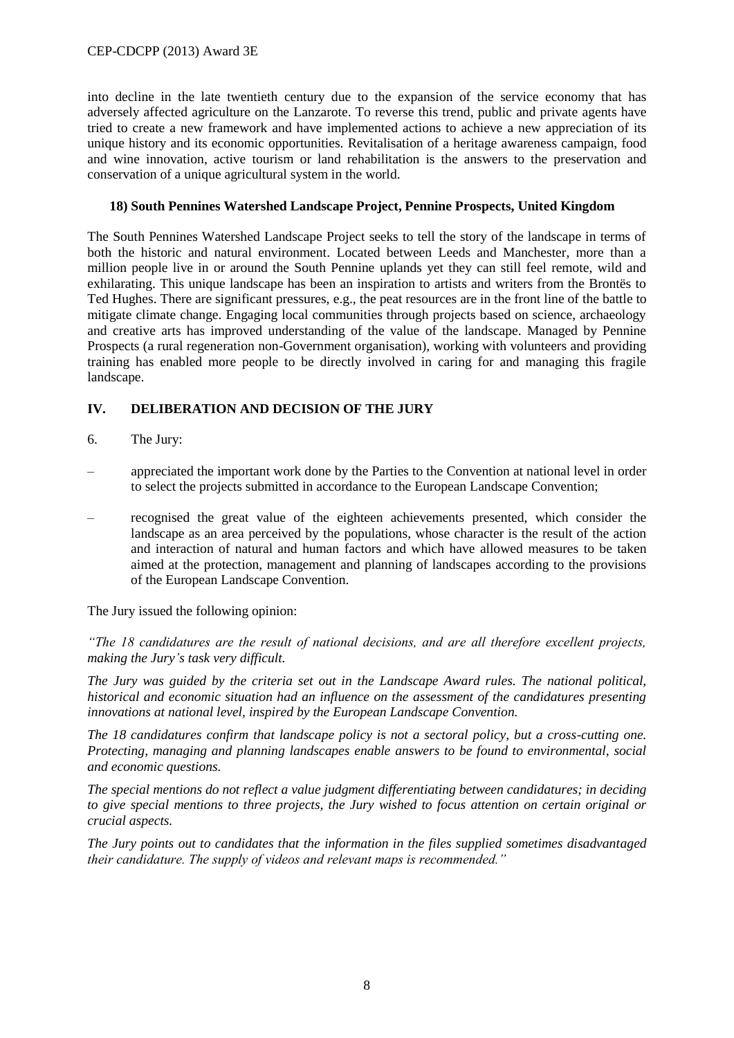into decline in the late twentieth century due to the expansion of the service economy that has adversely affected agriculture on the Lanzarote. To reverse this trend, public and private agents have tried to create a new framework and have implemented actions to achieve a new appreciation of its unique history and its economic opportunities. Revitalisation of a heritage awareness campaign, food and wine innovation, active tourism or land rehabilitation is the answers to the preservation and conservation of a unique agricultural system in the world.

#### 18) South Pennines Watershed Landscape Project, Pennine Prospects, United Kingdom

The South Pennines Watershed Landscape Project seeks to tell the story of the landscape in terms of both the historic and natural environment. Located between Leeds and Manchester, more than a million people live in or around the South Pennine uplands yet they can still feel remote, wild and exhilarating. This unique landscape has been an inspiration to artists and writers from the Brontës to Ted Hughes. There are significant pressures, e.g., the peat resources are in the front line of the battle to mitigate climate change. Engaging local communities through projects based on science, archaeology and creative arts has improved understanding of the value of the landscape. Managed by Pennine Prospects (a rural regeneration non-Government organisation), working with volunteers and providing training has enabled more people to be directly involved in caring for and managing this fragile landscape.

## IV. DELIBERATION AND DECISION OF THE JURY

6. The Jury:

– appreciated the important work done by the Parties to the Convention at national level in order to select the projects submitted in accordance to the European Landscape Convention;

– recognised the great value of the eighteen achievements presented, which consider the landscape as an area perceived by the populations, whose character is the result of the action and interaction of natural and human factors and which have allowed measures to be taken aimed at the protection, management and planning of landscapes according to the provisions of the European Landscape Convention.

The Jury issued the following opinion:

*"The 18 candidatures are the result of national decisions, and are all therefore excellent projects, making the Jury's task very difficult.*

*The Jury was guided by the criteria set out in the Landscape Award rules. The national political, historical and economic situation had an influence on the assessment of the candidatures presenting innovations at national level, inspired by the European Landscape Convention.*

*The 18 candidatures confirm that landscape policy is not a sectoral policy, but a cross-cutting one. Protecting, managing and planning landscapes enable answers to be found to environmental, social and economic questions.*

*The special mentions do not reflect a value judgment differentiating between candidatures; in deciding to give special mentions to three projects, the Jury wished to focus attention on certain original or crucial aspects.*

*The Jury points out to candidates that the information in the files supplied sometimes disadvantaged their candidature. The supply of videos and relevant maps is recommended."*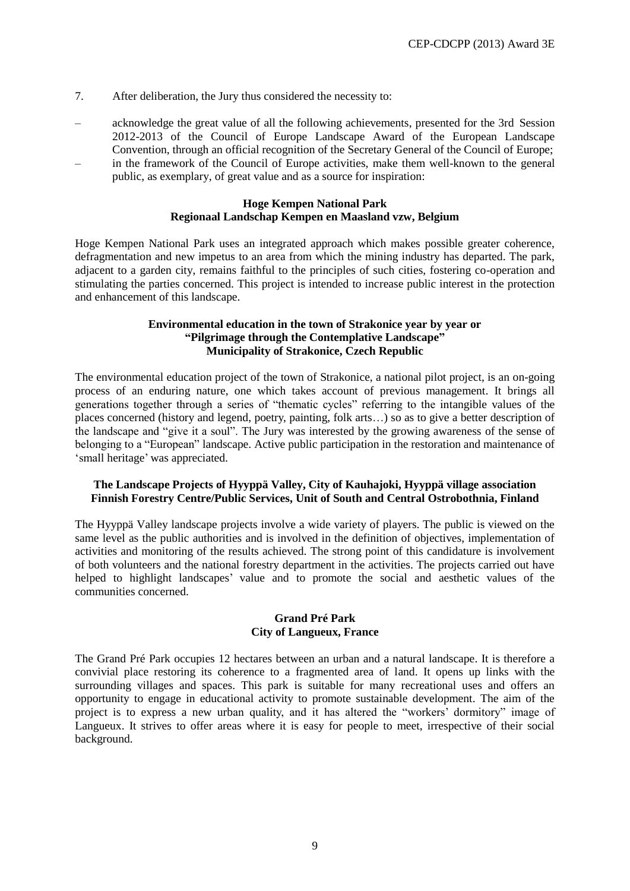7. After deliberation, the Jury thus considered the necessity to:

- acknowledge the great value of all the following achievements, presented for the 3rd Session 2012-2013 of the Council of Europe Landscape Award of the European Landscape Convention, through an official recognition of the Secretary General of the Council of Europe;
- in the framework of the Council of Europe activities, make them well-known to the general public, as exemplary, of great value and as a source for inspiration:

**Hoge Kempen National Park**
**Regionaal Landschap Kempen en Maasland vzw, Belgium**

Hoge Kempen National Park uses an integrated approach which makes possible greater coherence, defragmentation and new impetus to an area from which the mining industry has departed. The park, adjacent to a garden city, remains faithful to the principles of such cities, fostering co-operation and stimulating the parties concerned. This project is intended to increase public interest in the protection and enhancement of this landscape.

**Environmental education in the town of Strakonice year by year or**
**"Pilgrimage through the Contemplative Landscape"**
**Municipality of Strakonice, Czech Republic**

The environmental education project of the town of Strakonice, a national pilot project, is an on-going process of an enduring nature, one which takes account of previous management. It brings all generations together through a series of "thematic cycles" referring to the intangible values of the places concerned (history and legend, poetry, painting, folk arts…) so as to give a better description of the landscape and "give it a soul". The Jury was interested by the growing awareness of the sense of belonging to a "European" landscape. Active public participation in the restoration and maintenance of 'small heritage' was appreciated.

**The Landscape Projects of Hyyppä Valley, City of Kauhajoki, Hyyppä village association**
**Finnish Forestry Centre/Public Services, Unit of South and Central Ostrobothnia, Finland**

The Hyyppä Valley landscape projects involve a wide variety of players. The public is viewed on the same level as the public authorities and is involved in the definition of objectives, implementation of activities and monitoring of the results achieved. The strong point of this candidature is involvement of both volunteers and the national forestry department in the activities. The projects carried out have helped to highlight landscapes' value and to promote the social and aesthetic values of the communities concerned.

**Grand Pré Park**
**City of Langueux, France**

The Grand Pré Park occupies 12 hectares between an urban and a natural landscape. It is therefore a convivial place restoring its coherence to a fragmented area of land. It opens up links with the surrounding villages and spaces. This park is suitable for many recreational uses and offers an opportunity to engage in educational activity to promote sustainable development. The aim of the project is to express a new urban quality, and it has altered the "workers' dormitory" image of Langueux. It strives to offer areas where it is easy for people to meet, irrespective of their social background.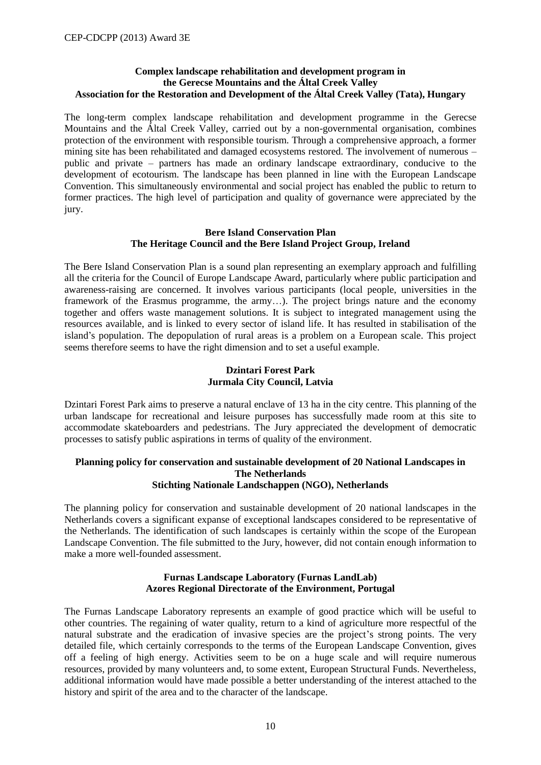**Complex landscape rehabilitation and development program in the Gerecse Mountains and the Által Creek Valley**
**Association for the Restoration and Development of the Által Creek Valley (Tata), Hungary**

The long-term complex landscape rehabilitation and development programme in the Gerecse Mountains and the Által Creek Valley, carried out by a non-governmental organisation, combines protection of the environment with responsible tourism. Through a comprehensive approach, a former mining site has been rehabilitated and damaged ecosystems restored. The involvement of numerous – public and private – partners has made an ordinary landscape extraordinary, conducive to the development of ecotourism. The landscape has been planned in line with the European Landscape Convention. This simultaneously environmental and social project has enabled the public to return to former practices. The high level of participation and quality of governance were appreciated by the jury.

**Bere Island Conservation Plan**
**The Heritage Council and the Bere Island Project Group, Ireland**

The Bere Island Conservation Plan is a sound plan representing an exemplary approach and fulfilling all the criteria for the Council of Europe Landscape Award, particularly where public participation and awareness-raising are concerned. It involves various participants (local people, universities in the framework of the Erasmus programme, the army…). The project brings nature and the economy together and offers waste management solutions. It is subject to integrated management using the resources available, and is linked to every sector of island life. It has resulted in stabilisation of the island's population. The depopulation of rural areas is a problem on a European scale. This project seems therefore seems to have the right dimension and to set a useful example.

**Dzintari Forest Park**
**Jurmala City Council, Latvia**

Dzintari Forest Park aims to preserve a natural enclave of 13 ha in the city centre. This planning of the urban landscape for recreational and leisure purposes has successfully made room at this site to accommodate skateboarders and pedestrians. The Jury appreciated the development of democratic processes to satisfy public aspirations in terms of quality of the environment.

**Planning policy for conservation and sustainable development of 20 National Landscapes in The Netherlands**
**Stichting Nationale Landschappen (NGO), Netherlands**

The planning policy for conservation and sustainable development of 20 national landscapes in the Netherlands covers a significant expanse of exceptional landscapes considered to be representative of the Netherlands. The identification of such landscapes is certainly within the scope of the European Landscape Convention. The file submitted to the Jury, however, did not contain enough information to make a more well-founded assessment.

**Furnas Landscape Laboratory (Furnas LandLab)**
**Azores Regional Directorate of the Environment, Portugal**

The Furnas Landscape Laboratory represents an example of good practice which will be useful to other countries. The regaining of water quality, return to a kind of agriculture more respectful of the natural substrate and the eradication of invasive species are the project's strong points. The very detailed file, which certainly corresponds to the terms of the European Landscape Convention, gives off a feeling of high energy. Activities seem to be on a huge scale and will require numerous resources, provided by many volunteers and, to some extent, European Structural Funds. Nevertheless, additional information would have made possible a better understanding of the interest attached to the history and spirit of the area and to the character of the landscape.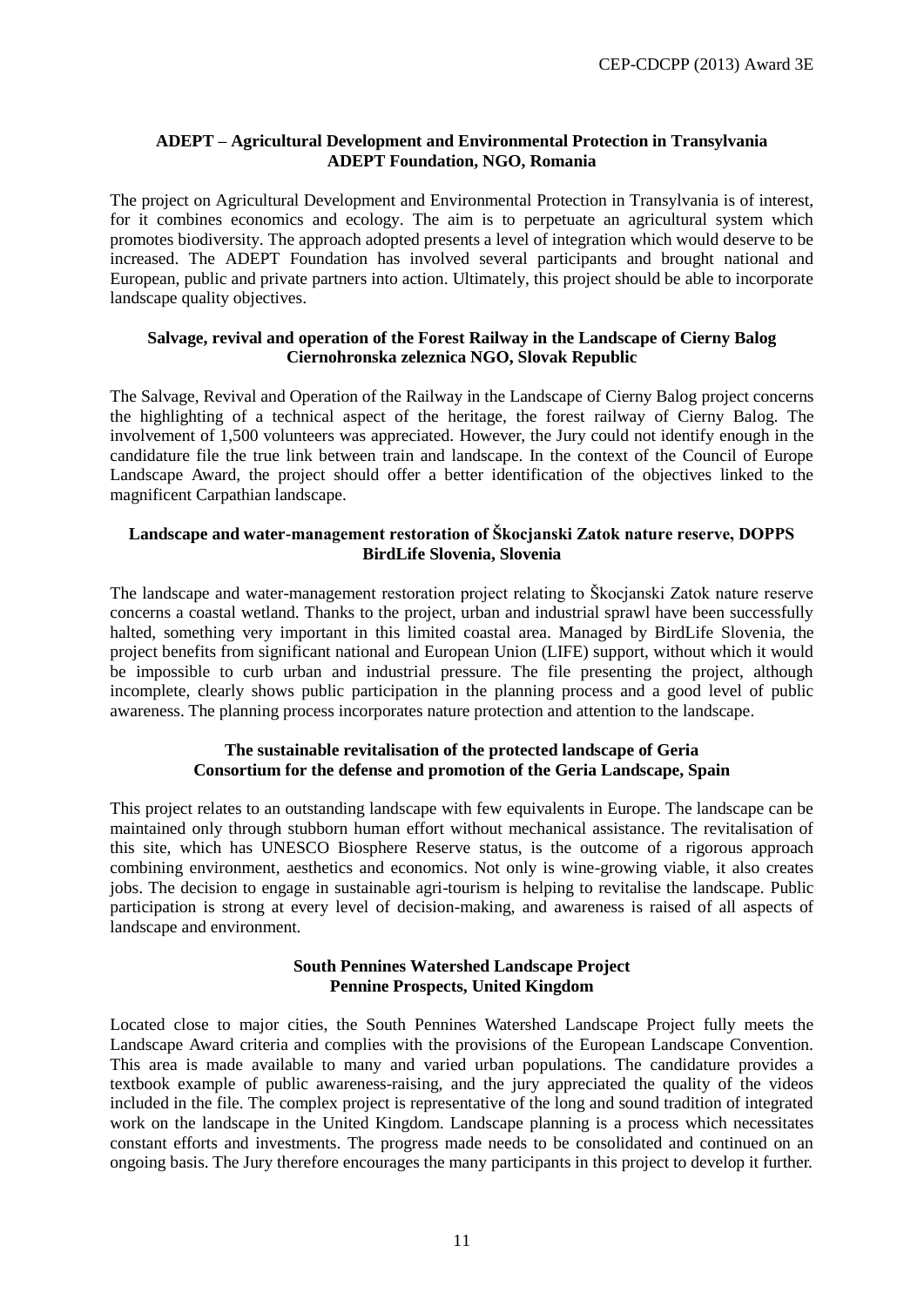**ADEPT – Agricultural Development and Environmental Protection in Transylvania**
**ADEPT Foundation, NGO, Romania**

The project on Agricultural Development and Environmental Protection in Transylvania is of interest, for it combines economics and ecology. The aim is to perpetuate an agricultural system which promotes biodiversity. The approach adopted presents a level of integration which would deserve to be increased. The ADEPT Foundation has involved several participants and brought national and European, public and private partners into action. Ultimately, this project should be able to incorporate landscape quality objectives.

**Salvage, revival and operation of the Forest Railway in the Landscape of Cierny Balog**
**Ciernohronska zeleznica NGO, Slovak Republic**

The Salvage, Revival and Operation of the Railway in the Landscape of Cierny Balog project concerns the highlighting of a technical aspect of the heritage, the forest railway of Cierny Balog. The involvement of 1,500 volunteers was appreciated. However, the Jury could not identify enough in the candidature file the true link between train and landscape. In the context of the Council of Europe Landscape Award, the project should offer a better identification of the objectives linked to the magnificent Carpathian landscape.

**Landscape and water-management restoration of Škocjanski Zatok nature reserve, DOPPS BirdLife Slovenia, Slovenia**

The landscape and water-management restoration project relating to Škocjanski Zatok nature reserve concerns a coastal wetland. Thanks to the project, urban and industrial sprawl have been successfully halted, something very important in this limited coastal area. Managed by BirdLife Slovenia, the project benefits from significant national and European Union (LIFE) support, without which it would be impossible to curb urban and industrial pressure. The file presenting the project, although incomplete, clearly shows public participation in the planning process and a good level of public awareness. The planning process incorporates nature protection and attention to the landscape.

**The sustainable revitalisation of the protected landscape of Geria**
**Consortium for the defense and promotion of the Geria Landscape, Spain**

This project relates to an outstanding landscape with few equivalents in Europe. The landscape can be maintained only through stubborn human effort without mechanical assistance. The revitalisation of this site, which has UNESCO Biosphere Reserve status, is the outcome of a rigorous approach combining environment, aesthetics and economics. Not only is wine-growing viable, it also creates jobs. The decision to engage in sustainable agri-tourism is helping to revitalise the landscape. Public participation is strong at every level of decision-making, and awareness is raised of all aspects of landscape and environment.

**South Pennines Watershed Landscape Project**
**Pennine Prospects, United Kingdom**

Located close to major cities, the South Pennines Watershed Landscape Project fully meets the Landscape Award criteria and complies with the provisions of the European Landscape Convention. This area is made available to many and varied urban populations. The candidature provides a textbook example of public awareness-raising, and the jury appreciated the quality of the videos included in the file. The complex project is representative of the long and sound tradition of integrated work on the landscape in the United Kingdom. Landscape planning is a process which necessitates constant efforts and investments. The progress made needs to be consolidated and continued on an ongoing basis. The Jury therefore encourages the many participants in this project to develop it further.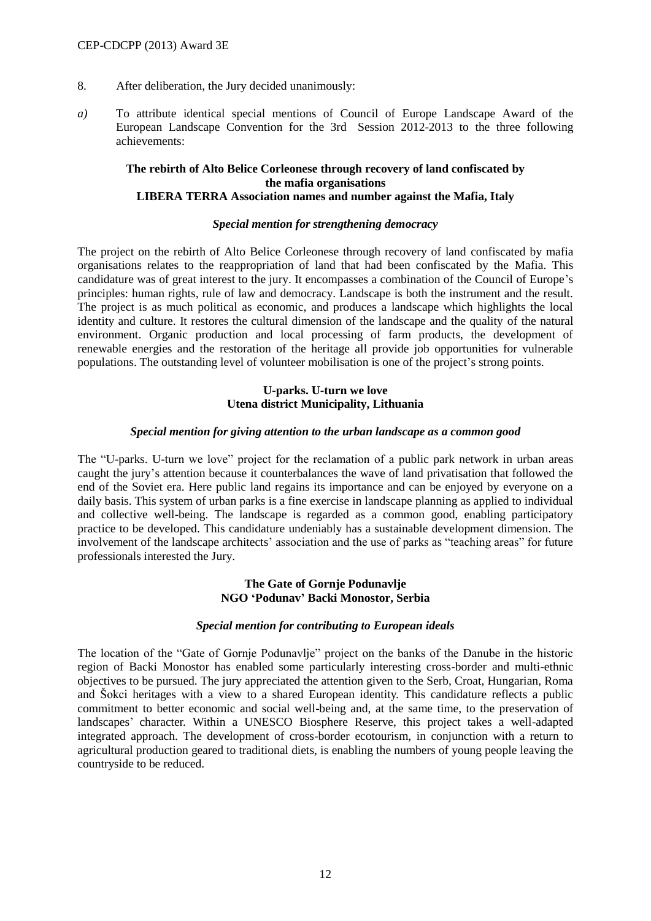8. After deliberation, the Jury decided unanimously:

*a)* To attribute identical special mentions of Council of Europe Landscape Award of the European Landscape Convention for the 3rd Session 2012-2013 to the three following achievements:

**The rebirth of Alto Belice Corleonese through recovery of land confiscated by the mafia organisations**
**LIBERA TERRA Association names and number against the Mafia, Italy**

***Special mention for strengthening democracy***

The project on the rebirth of Alto Belice Corleonese through recovery of land confiscated by mafia organisations relates to the reappropriation of land that had been confiscated by the Mafia. This candidature was of great interest to the jury. It encompasses a combination of the Council of Europe's principles: human rights, rule of law and democracy. Landscape is both the instrument and the result. The project is as much political as economic, and produces a landscape which highlights the local identity and culture. It restores the cultural dimension of the landscape and the quality of the natural environment. Organic production and local processing of farm products, the development of renewable energies and the restoration of the heritage all provide job opportunities for vulnerable populations. The outstanding level of volunteer mobilisation is one of the project's strong points.

**U-parks. U-turn we love**
**Utena district Municipality, Lithuania**

***Special mention for giving attention to the urban landscape as a common good***

The "U-parks. U-turn we love" project for the reclamation of a public park network in urban areas caught the jury's attention because it counterbalances the wave of land privatisation that followed the end of the Soviet era. Here public land regains its importance and can be enjoyed by everyone on a daily basis. This system of urban parks is a fine exercise in landscape planning as applied to individual and collective well-being. The landscape is regarded as a common good, enabling participatory practice to be developed. This candidature undeniably has a sustainable development dimension. The involvement of the landscape architects' association and the use of parks as "teaching areas" for future professionals interested the Jury.

**The Gate of Gornje Podunavlje**
**NGO 'Podunav' Backi Monostor, Serbia**

***Special mention for contributing to European ideals***

The location of the "Gate of Gornje Podunavlje" project on the banks of the Danube in the historic region of Backi Monostor has enabled some particularly interesting cross-border and multi-ethnic objectives to be pursued. The jury appreciated the attention given to the Serb, Croat, Hungarian, Roma and Šokci heritages with a view to a shared European identity. This candidature reflects a public commitment to better economic and social well-being and, at the same time, to the preservation of landscapes' character. Within a UNESCO Biosphere Reserve, this project takes a well-adapted integrated approach. The development of cross-border ecotourism, in conjunction with a return to agricultural production geared to traditional diets, is enabling the numbers of young people leaving the countryside to be reduced.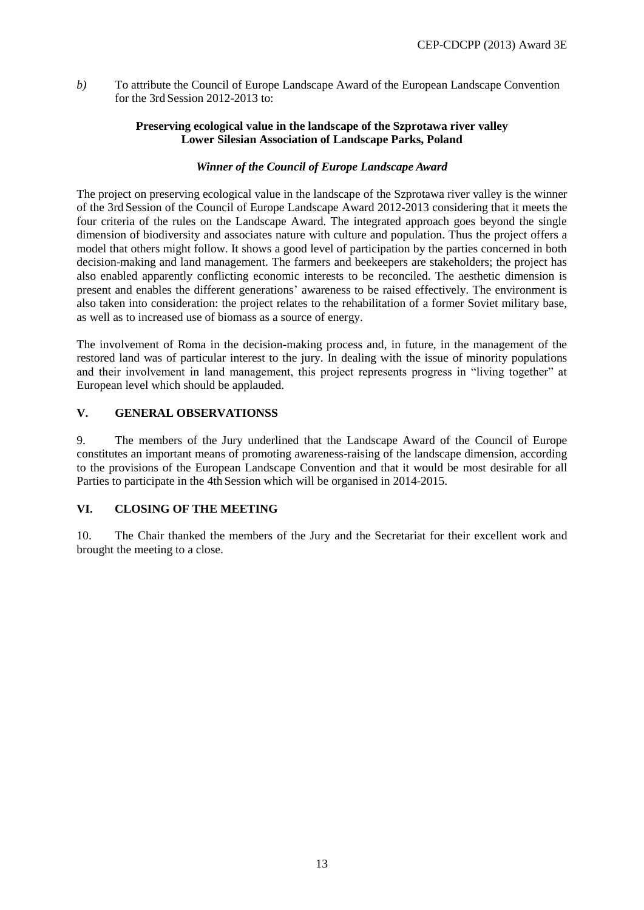*b)* To attribute the Council of Europe Landscape Award of the European Landscape Convention for the 3rd Session 2012-2013 to:

**Preserving ecological value in the landscape of the Szprotawa river valley**
**Lower Silesian Association of Landscape Parks, Poland**

***Winner of the Council of Europe Landscape Award***

The project on preserving ecological value in the landscape of the Szprotawa river valley is the winner of the 3rd Session of the Council of Europe Landscape Award 2012-2013 considering that it meets the four criteria of the rules on the Landscape Award. The integrated approach goes beyond the single dimension of biodiversity and associates nature with culture and population. Thus the project offers a model that others might follow. It shows a good level of participation by the parties concerned in both decision-making and land management. The farmers and beekeepers are stakeholders; the project has also enabled apparently conflicting economic interests to be reconciled. The aesthetic dimension is present and enables the different generations' awareness to be raised effectively. The environment is also taken into consideration: the project relates to the rehabilitation of a former Soviet military base, as well as to increased use of biomass as a source of energy.

The involvement of Roma in the decision-making process and, in future, in the management of the restored land was of particular interest to the jury. In dealing with the issue of minority populations and their involvement in land management, this project represents progress in "living together" at European level which should be applauded.

## V. GENERAL OBSERVATIONSS

9. The members of the Jury underlined that the Landscape Award of the Council of Europe constitutes an important means of promoting awareness-raising of the landscape dimension, according to the provisions of the European Landscape Convention and that it would be most desirable for all Parties to participate in the 4th Session which will be organised in 2014-2015.

## VI. CLOSING OF THE MEETING

10. The Chair thanked the members of the Jury and the Secretariat for their excellent work and brought the meeting to a close.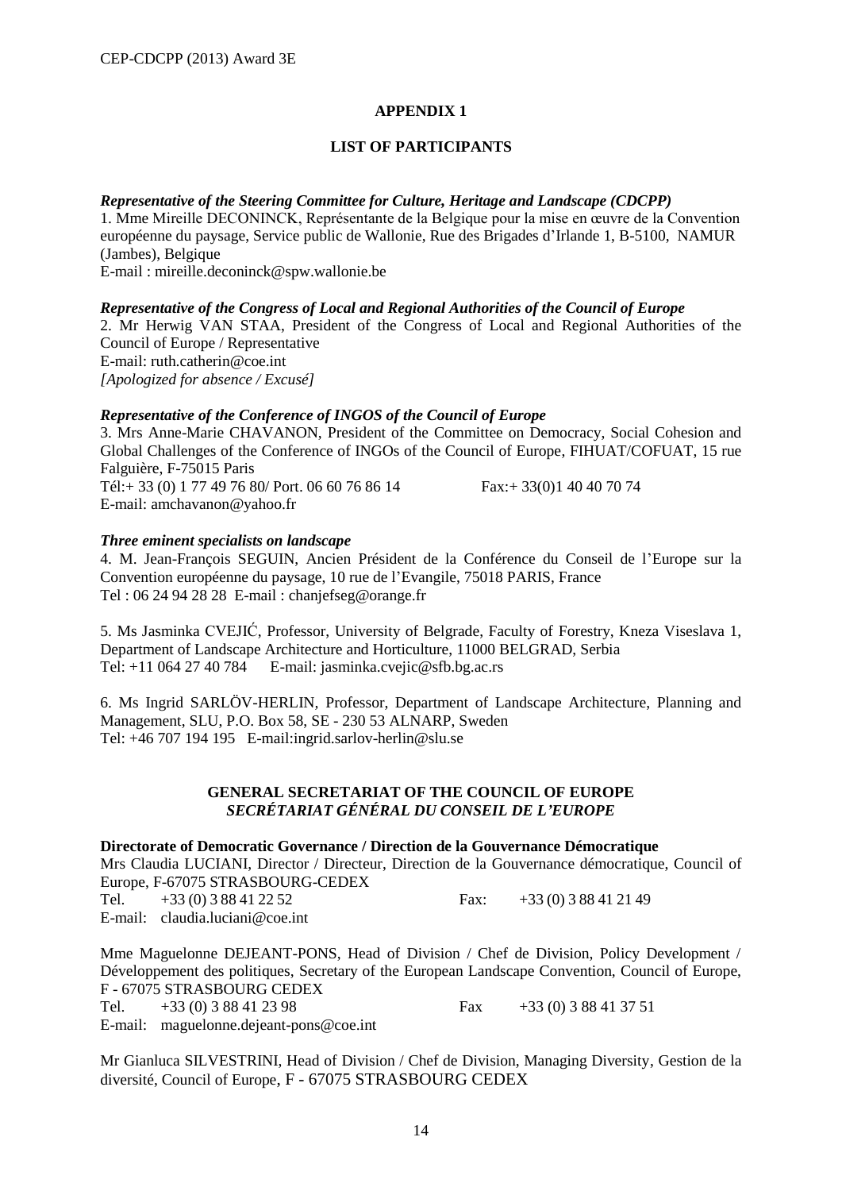## APPENDIX 1

## LIST OF PARTICIPANTS

***Representative of the Steering Committee for Culture, Heritage and Landscape (CDCPP)***

1. Mme Mireille DECONINCK, Représentante de la Belgique pour la mise en œuvre de la Convention européenne du paysage, Service public de Wallonie, Rue des Brigades d'Irlande 1, B-5100, NAMUR (Jambes), Belgique
E-mail : mireille.deconinck@spw.wallonie.be

***Representative of the Congress of Local and Regional Authorities of the Council of Europe***

2. Mr Herwig VAN STAA, President of the Congress of Local and Regional Authorities of the Council of Europe / Representative
E-mail: ruth.catherin@coe.int
*[Apologized for absence / Excusé]*

***Representative of the Conference of INGOS of the Council of Europe***

3. Mrs Anne-Marie CHAVANON, President of the Committee on Democracy, Social Cohesion and Global Challenges of the Conference of INGOs of the Council of Europe, FIHUAT/COFUAT, 15 rue Falguière, F-75015 Paris
Tél:+ 33 (0) 1 77 49 76 80/ Port. 06 60 76 86 14 Fax:+ 33(0)1 40 40 70 74
E-mail: amchavanon@yahoo.fr

***Three eminent specialists on landscape***

4. M. Jean-François SEGUIN, Ancien Président de la Conférence du Conseil de l'Europe sur la Convention européenne du paysage, 10 rue de l'Evangile, 75018 PARIS, France
Tel : 06 24 94 28 28 E-mail : chanjefseg@orange.fr

5. Ms Jasminka CVEJIĆ, Professor, University of Belgrade, Faculty of Forestry, Kneza Viseslava 1, Department of Landscape Architecture and Horticulture, 11000 BELGRAD, Serbia
Tel: +11 064 27 40 784 E-mail: jasminka.cvejic@sfb.bg.ac.rs

6. Ms Ingrid SARLÖV-HERLIN, Professor, Department of Landscape Architecture, Planning and Management, SLU, P.O. Box 58, SE - 230 53 ALNARP, Sweden
Tel: +46 707 194 195 E-mail:ingrid.sarlov-herlin@slu.se

## GENERAL SECRETARIAT OF THE COUNCIL OF EUROPE
## *SECRÉTARIAT GÉNÉRAL DU CONSEIL DE L'EUROPE*

**Directorate of Democratic Governance / Direction de la Gouvernance Démocratique**

Mrs Claudia LUCIANI, Director / Directeur, Direction de la Gouvernance démocratique, Council of Europe, F-67075 STRASBOURG-CEDEX
Tel. +33 (0) 3 88 41 22 52 Fax: +33 (0) 3 88 41 21 49
E-mail: claudia.luciani@coe.int

Mme Maguelonne DEJEANT-PONS, Head of Division / Chef de Division, Policy Development / Développement des politiques, Secretary of the European Landscape Convention, Council of Europe, F - 67075 STRASBOURG CEDEX
Tel. +33 (0) 3 88 41 23 98 Fax +33 (0) 3 88 41 37 51
E-mail: maguelonne.dejeant-pons@coe.int

Mr Gianluca SILVESTRINI, Head of Division / Chef de Division, Managing Diversity, Gestion de la diversité, Council of Europe, F - 67075 STRASBOURG CEDEX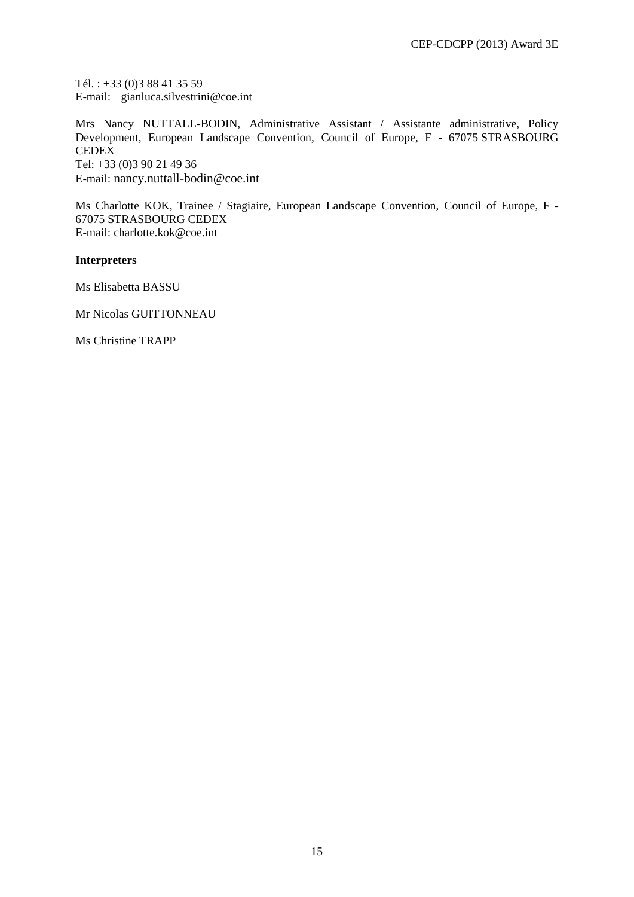Tél. : +33 (0)3 88 41 35 59
E-mail: gianluca.silvestrini@coe.int

Mrs Nancy NUTTALL-BODIN, Administrative Assistant / Assistante administrative, Policy Development, European Landscape Convention, Council of Europe, F - 67075 STRASBOURG CEDEX
Tel: +33 (0)3 90 21 49 36
E-mail: nancy.nuttall-bodin@coe.int

Ms Charlotte KOK, Trainee / Stagiaire, European Landscape Convention, Council of Europe, F - 67075 STRASBOURG CEDEX
E-mail: charlotte.kok@coe.int

**Interpreters**

Ms Elisabetta BASSU

Mr Nicolas GUITTONNEAU

Ms Christine TRAPP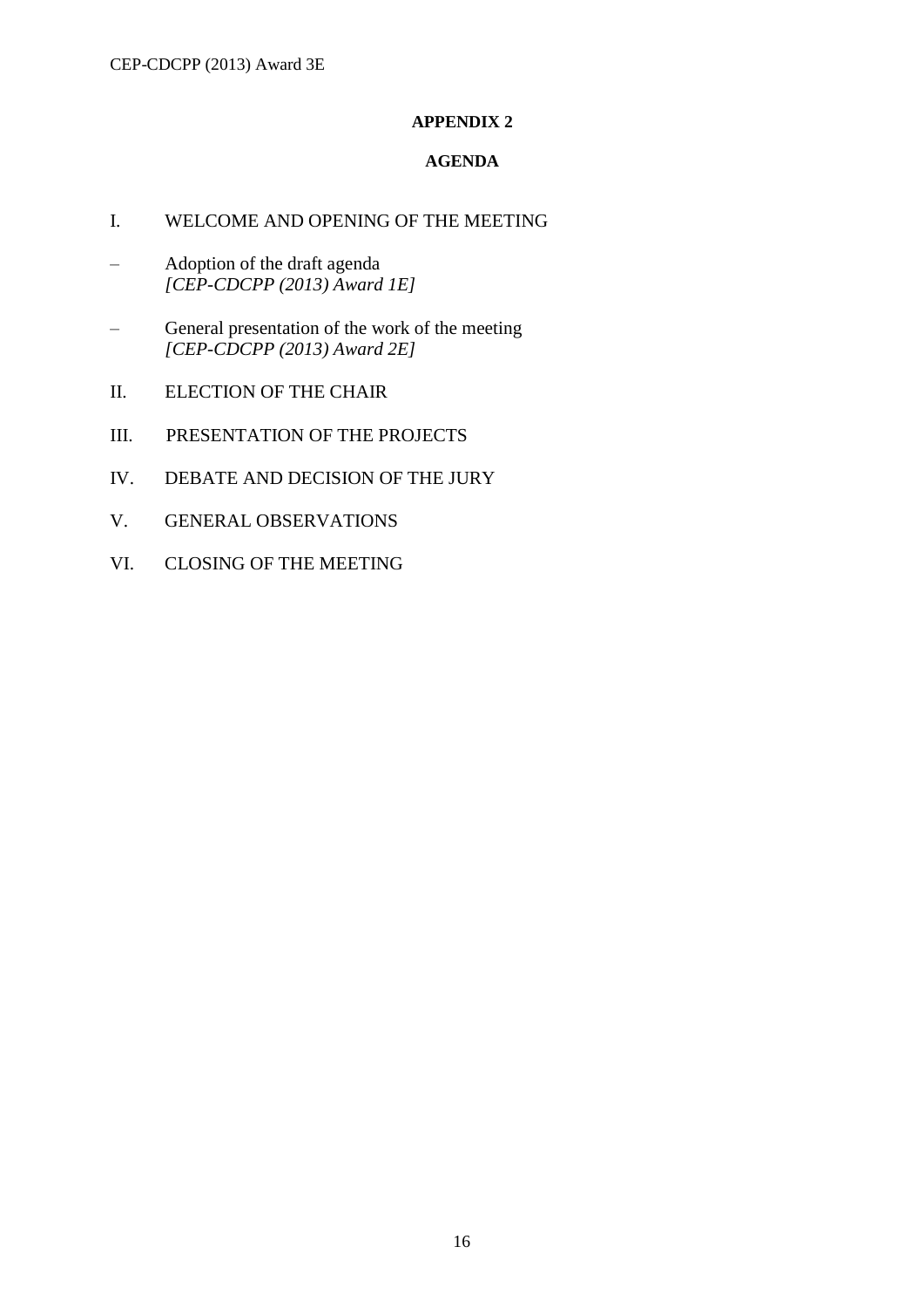**APPENDIX 2**

**AGENDA**

I. WELCOME AND OPENING OF THE MEETING

– Adoption of the draft agenda
  *[CEP-CDCPP (2013) Award 1E]*

– General presentation of the work of the meeting
  *[CEP-CDCPP (2013) Award 2E]*

II. ELECTION OF THE CHAIR

III. PRESENTATION OF THE PROJECTS

IV. DEBATE AND DECISION OF THE JURY

V. GENERAL OBSERVATIONS

VI. CLOSING OF THE MEETING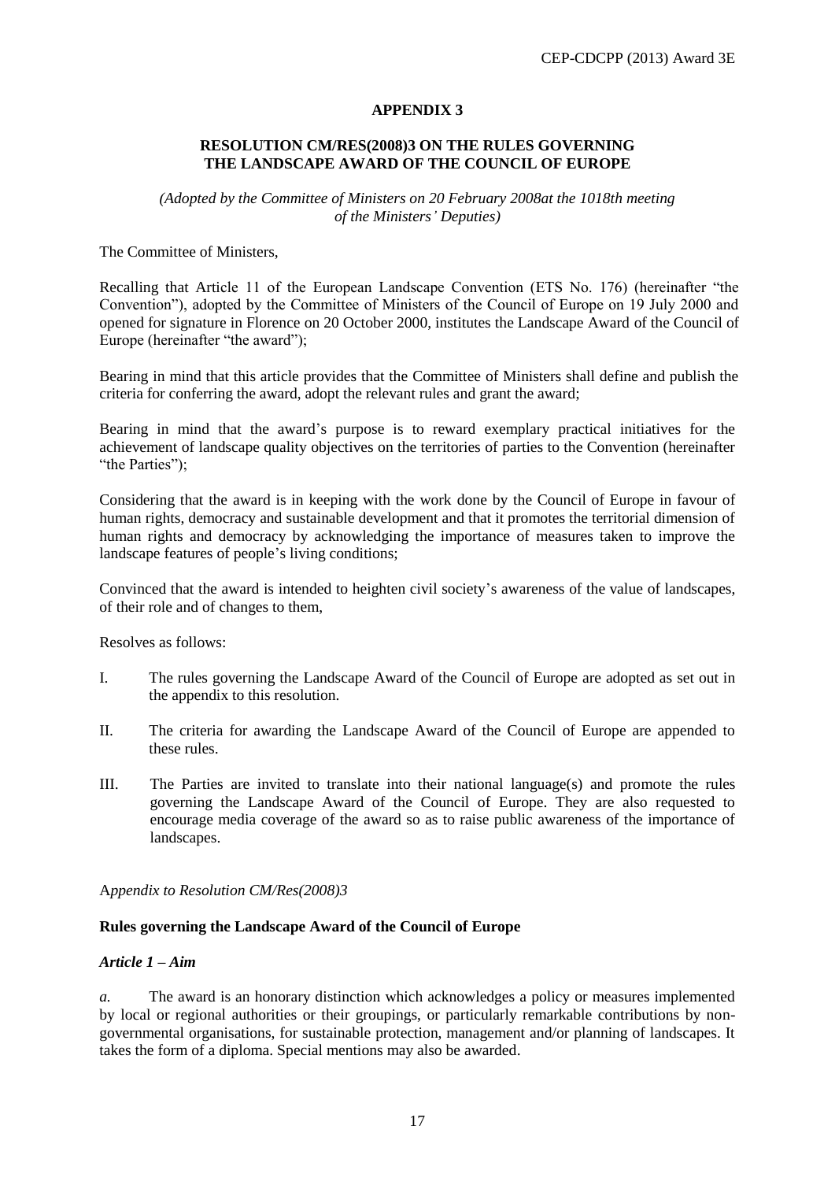## APPENDIX 3

### RESOLUTION CM/RES(2008)3 ON THE RULES GOVERNING THE LANDSCAPE AWARD OF THE COUNCIL OF EUROPE

*(Adopted by the Committee of Ministers on 20 February 2008at the 1018th meeting of the Ministers' Deputies)*

The Committee of Ministers,

Recalling that Article 11 of the European Landscape Convention (ETS No. 176) (hereinafter "the Convention"), adopted by the Committee of Ministers of the Council of Europe on 19 July 2000 and opened for signature in Florence on 20 October 2000, institutes the Landscape Award of the Council of Europe (hereinafter "the award");

Bearing in mind that this article provides that the Committee of Ministers shall define and publish the criteria for conferring the award, adopt the relevant rules and grant the award;

Bearing in mind that the award's purpose is to reward exemplary practical initiatives for the achievement of landscape quality objectives on the territories of parties to the Convention (hereinafter "the Parties");

Considering that the award is in keeping with the work done by the Council of Europe in favour of human rights, democracy and sustainable development and that it promotes the territorial dimension of human rights and democracy by acknowledging the importance of measures taken to improve the landscape features of people's living conditions;

Convinced that the award is intended to heighten civil society's awareness of the value of landscapes, of their role and of changes to them,

Resolves as follows:

I. The rules governing the Landscape Award of the Council of Europe are adopted as set out in the appendix to this resolution.

II. The criteria for awarding the Landscape Award of the Council of Europe are appended to these rules.

III. The Parties are invited to translate into their national language(s) and promote the rules governing the Landscape Award of the Council of Europe. They are also requested to encourage media coverage of the award so as to raise public awareness of the importance of landscapes.

*Appendix to Resolution CM/Res(2008)3*

**Rules governing the Landscape Award of the Council of Europe**

***Article 1 – Aim***

*a.* The award is an honorary distinction which acknowledges a policy or measures implemented by local or regional authorities or their groupings, or particularly remarkable contributions by non-governmental organisations, for sustainable protection, management and/or planning of landscapes. It takes the form of a diploma. Special mentions may also be awarded.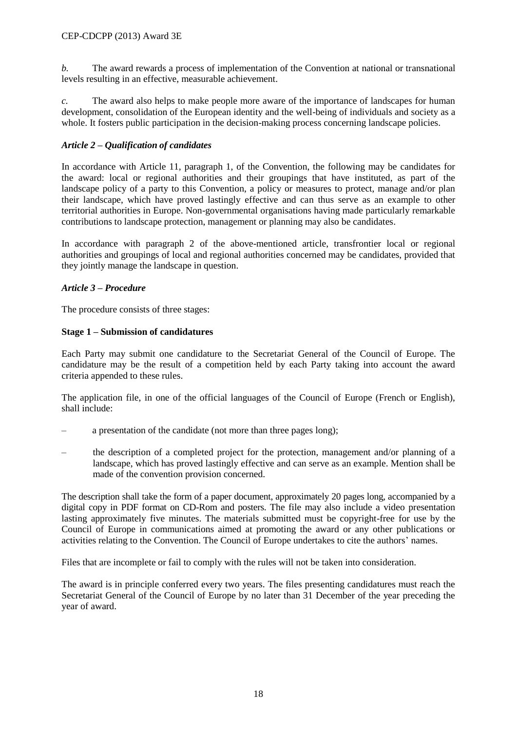*b.* The award rewards a process of implementation of the Convention at national or transnational levels resulting in an effective, measurable achievement.

*c.* The award also helps to make people more aware of the importance of landscapes for human development, consolidation of the European identity and the well-being of individuals and society as a whole. It fosters public participation in the decision-making process concerning landscape policies.

### *Article 2 – Qualification of candidates*

In accordance with Article 11, paragraph 1, of the Convention, the following may be candidates for the award: local or regional authorities and their groupings that have instituted, as part of the landscape policy of a party to this Convention, a policy or measures to protect, manage and/or plan their landscape, which have proved lastingly effective and can thus serve as an example to other territorial authorities in Europe. Non-governmental organisations having made particularly remarkable contributions to landscape protection, management or planning may also be candidates.

In accordance with paragraph 2 of the above-mentioned article, transfrontier local or regional authorities and groupings of local and regional authorities concerned may be candidates, provided that they jointly manage the landscape in question.

### *Article 3 – Procedure*

The procedure consists of three stages:

**Stage 1 – Submission of candidatures**

Each Party may submit one candidature to the Secretariat General of the Council of Europe. The candidature may be the result of a competition held by each Party taking into account the award criteria appended to these rules.

The application file, in one of the official languages of the Council of Europe (French or English), shall include:

– a presentation of the candidate (not more than three pages long);

– the description of a completed project for the protection, management and/or planning of a landscape, which has proved lastingly effective and can serve as an example. Mention shall be made of the convention provision concerned.

The description shall take the form of a paper document, approximately 20 pages long, accompanied by a digital copy in PDF format on CD-Rom and posters. The file may also include a video presentation lasting approximately five minutes. The materials submitted must be copyright-free for use by the Council of Europe in communications aimed at promoting the award or any other publications or activities relating to the Convention. The Council of Europe undertakes to cite the authors' names.

Files that are incomplete or fail to comply with the rules will not be taken into consideration.

The award is in principle conferred every two years. The files presenting candidatures must reach the Secretariat General of the Council of Europe by no later than 31 December of the year preceding the year of award.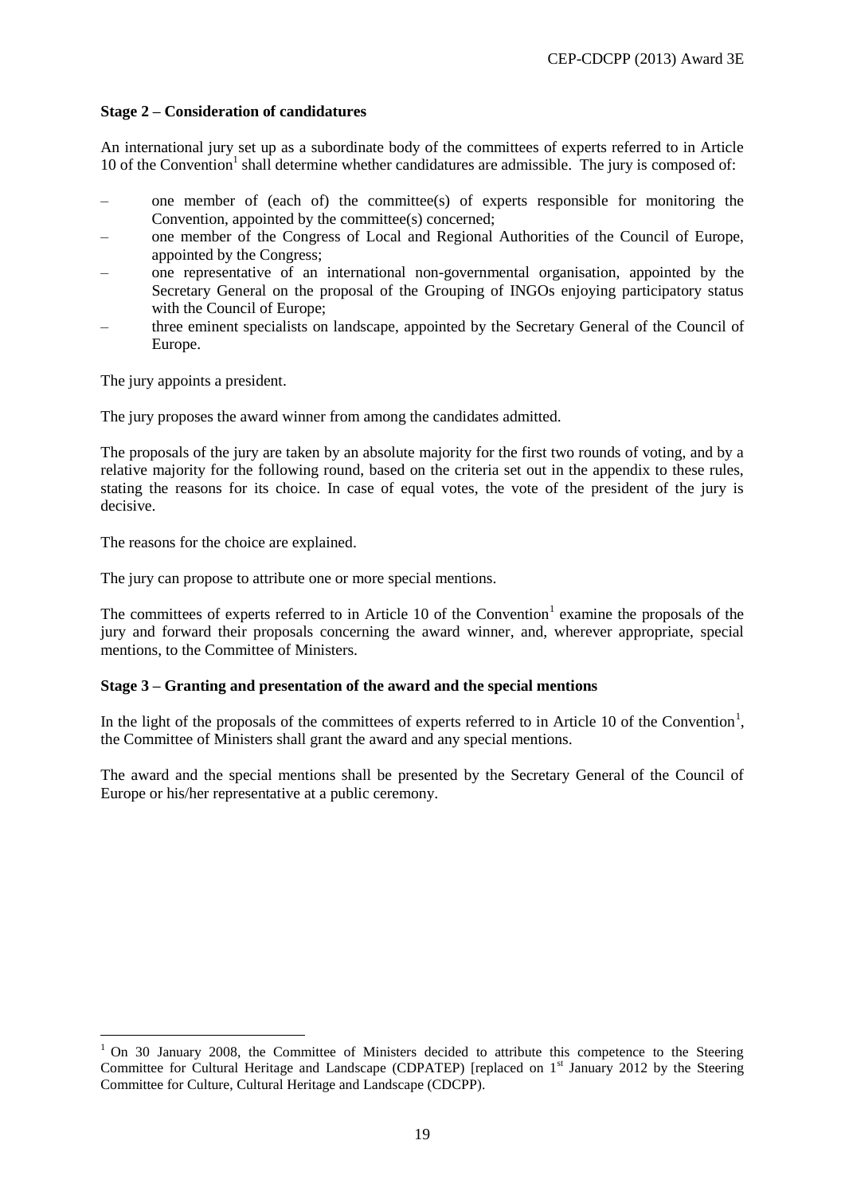**Stage 2 – Consideration of candidatures**

An international jury set up as a subordinate body of the committees of experts referred to in Article 10 of the Convention[1] shall determine whether candidatures are admissible. The jury is composed of:

- one member of (each of) the committee(s) of experts responsible for monitoring the Convention, appointed by the committee(s) concerned;
- one member of the Congress of Local and Regional Authorities of the Council of Europe, appointed by the Congress;
- one representative of an international non-governmental organisation, appointed by the Secretary General on the proposal of the Grouping of INGOs enjoying participatory status with the Council of Europe;
- three eminent specialists on landscape, appointed by the Secretary General of the Council of Europe.

The jury appoints a president.

The jury proposes the award winner from among the candidates admitted.

The proposals of the jury are taken by an absolute majority for the first two rounds of voting, and by a relative majority for the following round, based on the criteria set out in the appendix to these rules, stating the reasons for its choice. In case of equal votes, the vote of the president of the jury is decisive.

The reasons for the choice are explained.

The jury can propose to attribute one or more special mentions.

The committees of experts referred to in Article 10 of the Convention[1] examine the proposals of the jury and forward their proposals concerning the award winner, and, wherever appropriate, special mentions, to the Committee of Ministers.

**Stage 3 – Granting and presentation of the award and the special mentions**

In the light of the proposals of the committees of experts referred to in Article 10 of the Convention[1], the Committee of Ministers shall grant the award and any special mentions.

The award and the special mentions shall be presented by the Secretary General of the Council of Europe or his/her representative at a public ceremony.

---

[1] On 30 January 2008, the Committee of Ministers decided to attribute this competence to the Steering Committee for Cultural Heritage and Landscape (CDPATEP) [replaced on 1st January 2012 by the Steering Committee for Culture, Cultural Heritage and Landscape (CDCPP).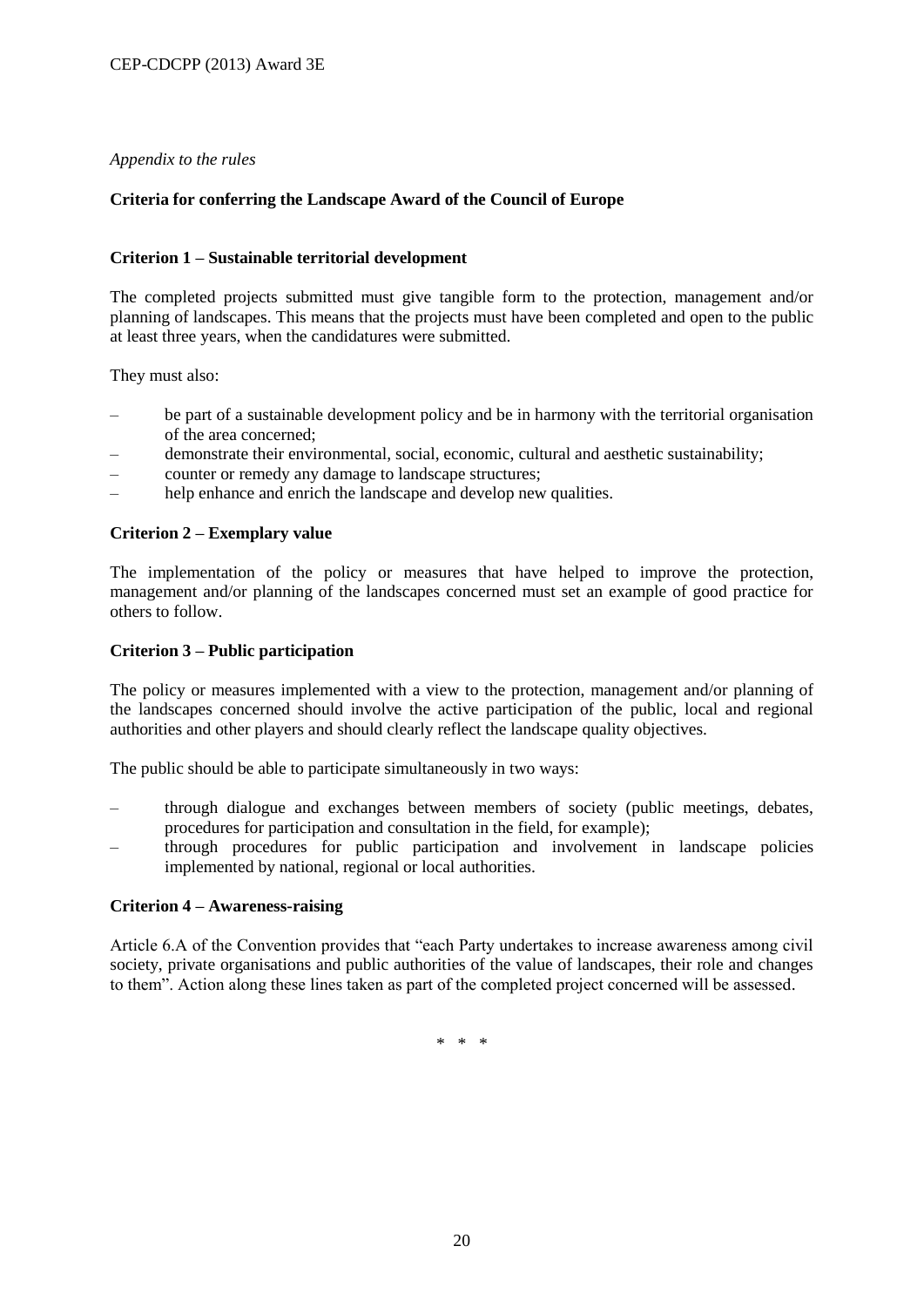*Appendix to the rules*

**Criteria for conferring the Landscape Award of the Council of Europe**

**Criterion 1 – Sustainable territorial development**

The completed projects submitted must give tangible form to the protection, management and/or planning of landscapes. This means that the projects must have been completed and open to the public at least three years, when the candidatures were submitted.

They must also:

- be part of a sustainable development policy and be in harmony with the territorial organisation of the area concerned;
- demonstrate their environmental, social, economic, cultural and aesthetic sustainability;
- counter or remedy any damage to landscape structures;
- help enhance and enrich the landscape and develop new qualities.

**Criterion 2 – Exemplary value**

The implementation of the policy or measures that have helped to improve the protection, management and/or planning of the landscapes concerned must set an example of good practice for others to follow.

**Criterion 3 – Public participation**

The policy or measures implemented with a view to the protection, management and/or planning of the landscapes concerned should involve the active participation of the public, local and regional authorities and other players and should clearly reflect the landscape quality objectives.

The public should be able to participate simultaneously in two ways:

- through dialogue and exchanges between members of society (public meetings, debates, procedures for participation and consultation in the field, for example);
- through procedures for public participation and involvement in landscape policies implemented by national, regional or local authorities.

**Criterion 4 – Awareness-raising**

Article 6.A of the Convention provides that "each Party undertakes to increase awareness among civil society, private organisations and public authorities of the value of landscapes, their role and changes to them". Action along these lines taken as part of the completed project concerned will be assessed.

\* \* \*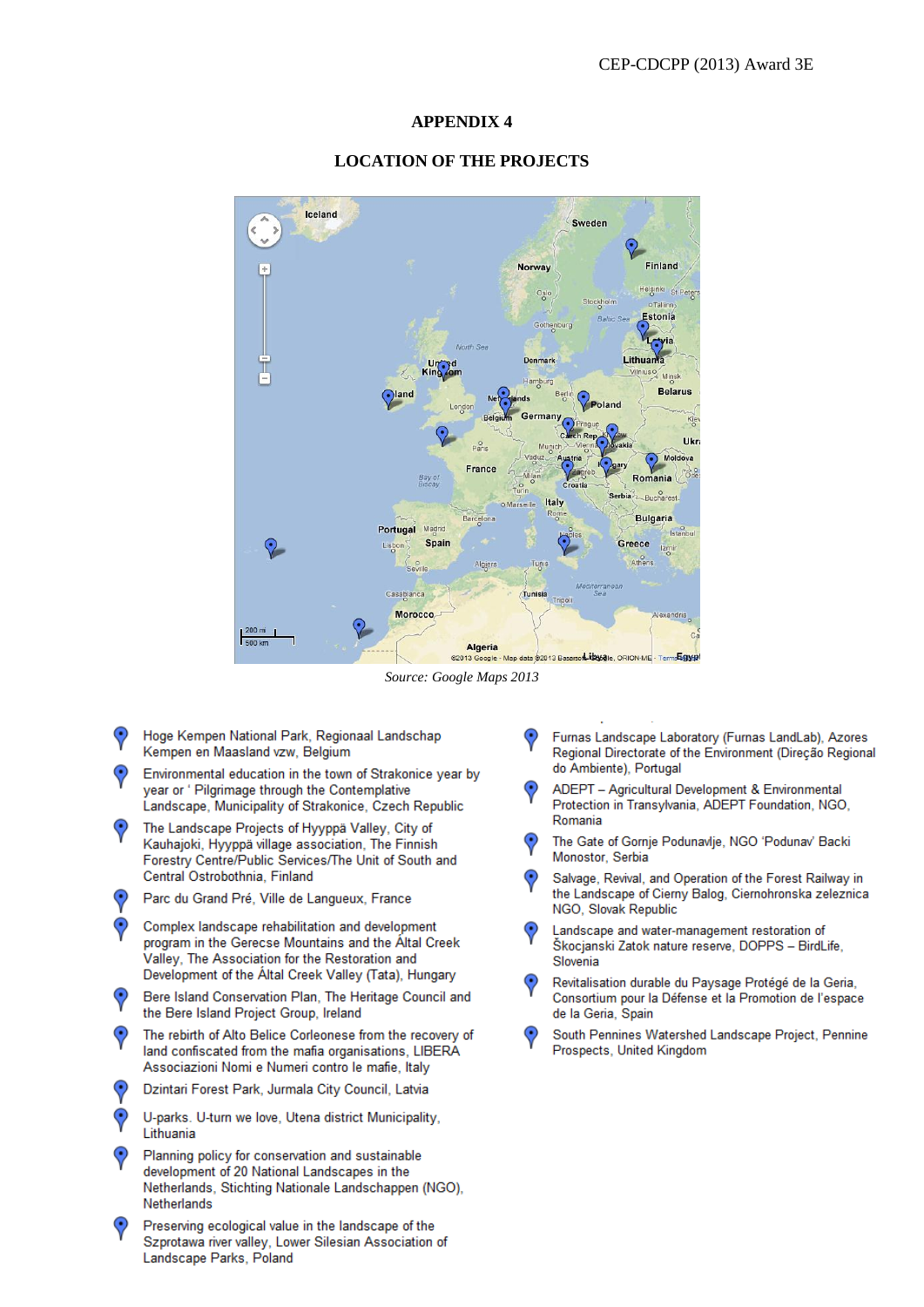# APPENDIX 4

## LOCATION OF THE PROJECTS

*Source: Google Maps 2013*

- Hoge Kempen National Park, Regionaal Landschap Kempen en Maasland vzw, Belgium
- Environmental education in the town of Strakonice year by year or ' Pilgrimage through the Contemplative Landscape, Municipality of Strakonice, Czech Republic
- The Landscape Projects of Hyyppä Valley, City of Kauhajoki, Hyyppä village association, The Finnish Forestry Centre/Public Services/The Unit of South and Central Ostrobothnia, Finland
- Parc du Grand Pré, Ville de Langueux, France
- Complex landscape rehabilitation and development program in the Gerecse Mountains and the Által Creek Valley, The Association for the Restoration and Development of the Által Creek Valley (Tata), Hungary
- Bere Island Conservation Plan, The Heritage Council and the Bere Island Project Group, Ireland
- The rebirth of Alto Belice Corleonese from the recovery of land confiscated from the mafia organisations, LIBERA Associazioni Nomi e Numeri contro le mafie, Italy
- Dzintari Forest Park, Jurmala City Council, Latvia
- U-parks. U-turn we love, Utena district Municipality, Lithuania
- Planning policy for conservation and sustainable development of 20 National Landscapes in the Netherlands, Stichting Nationale Landschappen (NGO), Netherlands
- Preserving ecological value in the landscape of the Szprotawa river valley, Lower Silesian Association of Landscape Parks, Poland
- Furnas Landscape Laboratory (Furnas LandLab), Azores Regional Directorate of the Environment (Direção Regional do Ambiente), Portugal
- ADEPT – Agricultural Development & Environmental Protection in Transylvania, ADEPT Foundation, NGO, Romania
- The Gate of Gornje Podunavlje, NGO 'Podunav' Backi Monostor, Serbia
- Salvage, Revival, and Operation of the Forest Railway in the Landscape of Cierny Balog, Ciernohronska zeleznica NGO, Slovak Republic
- Landscape and water-management restoration of Škocjanski Zatok nature reserve, DOPPS – BirdLife, Slovenia
- Revitalisation durable du Paysage Protégé de la Geria, Consortium pour la Défense et la Promotion de l'espace de la Geria, Spain
- South Pennines Watershed Landscape Project, Pennine Prospects, United Kingdom